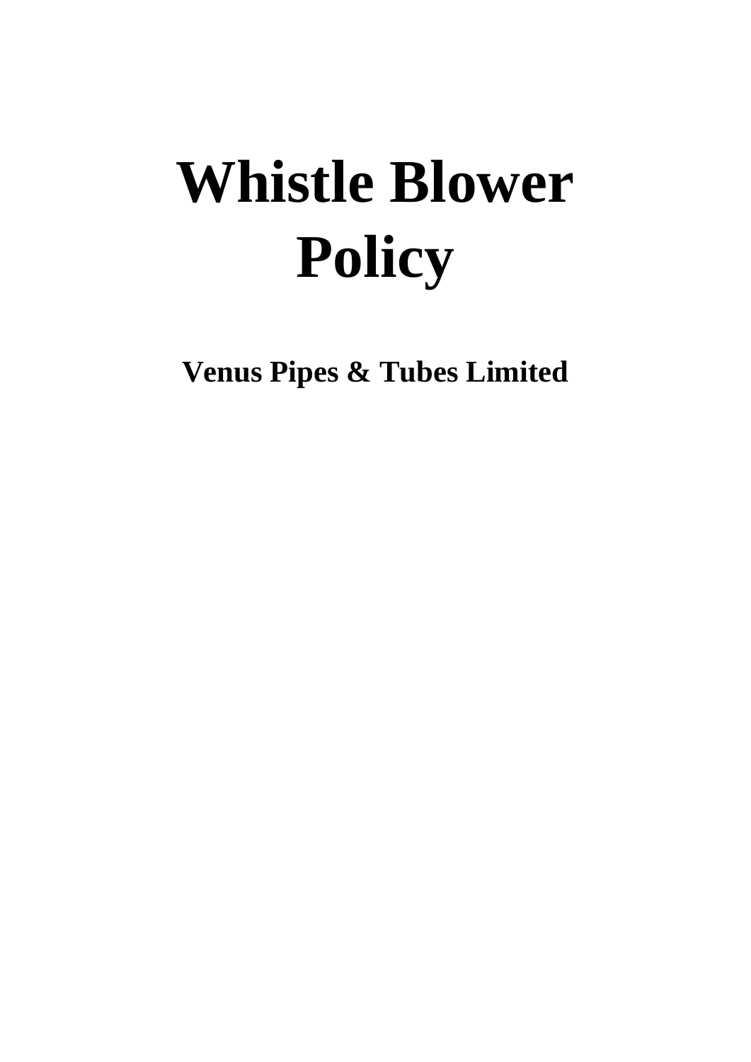# Whistle Blower Policy

## Venus Pipes & Tubes Limited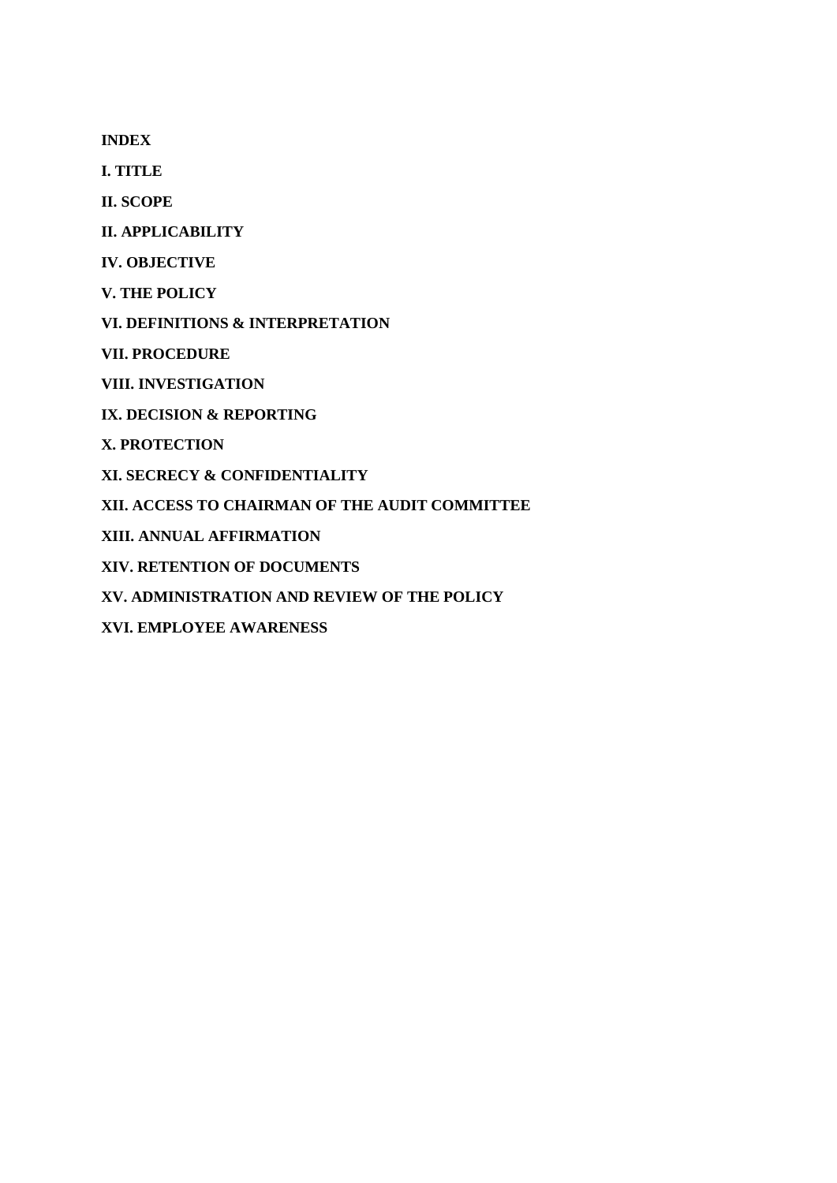**INDEX**

**I. TITLE**

**II. SCOPE**

**II. APPLICABILITY**

**IV. OBJECTIVE**

**V. THE POLICY**

**VI. DEFINITIONS & INTERPRETATION**

**VII. PROCEDURE**

**VIII. INVESTIGATION**

**IX. DECISION & REPORTING**

**X. PROTECTION**

**XI. SECRECY & CONFIDENTIALITY**

**XII. ACCESS TO CHAIRMAN OF THE AUDIT COMMITTEE**

**XIII. ANNUAL AFFIRMATION**

**XIV. RETENTION OF DOCUMENTS**

**XV. ADMINISTRATION AND REVIEW OF THE POLICY**

**XVI. EMPLOYEE AWARENESS**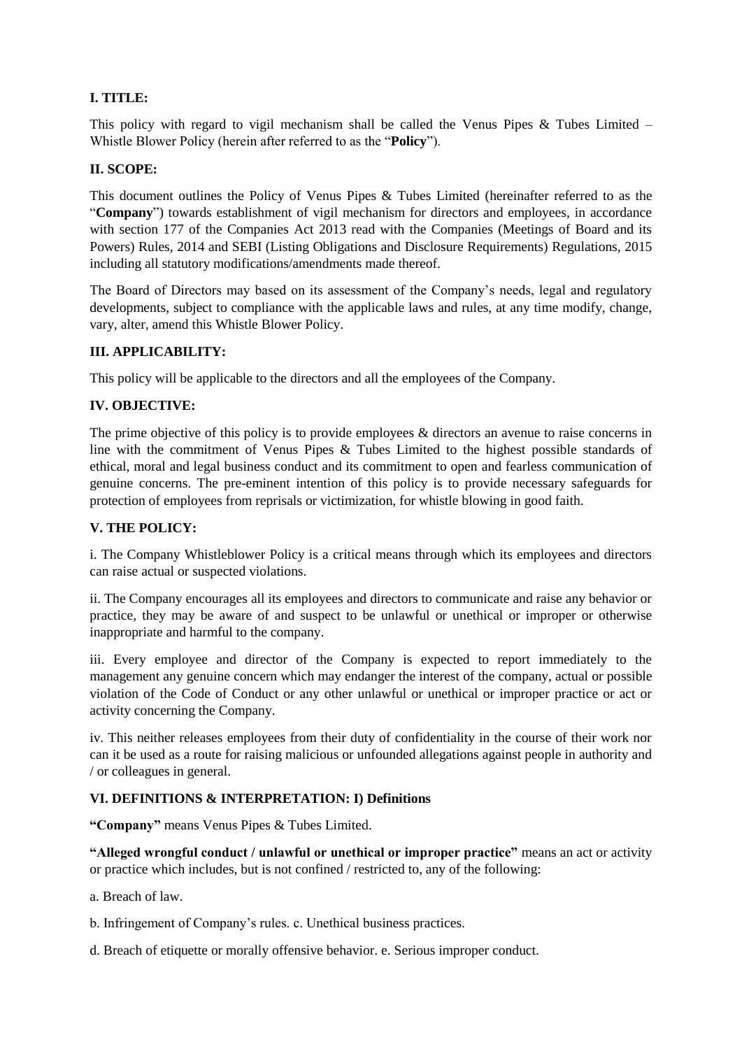## I. TITLE:

This policy with regard to vigil mechanism shall be called the Venus Pipes & Tubes Limited – Whistle Blower Policy (herein after referred to as the "**Policy**").

## II. SCOPE:

This document outlines the Policy of Venus Pipes & Tubes Limited (hereinafter referred to as the "**Company**") towards establishment of vigil mechanism for directors and employees, in accordance with section 177 of the Companies Act 2013 read with the Companies (Meetings of Board and its Powers) Rules, 2014 and SEBI (Listing Obligations and Disclosure Requirements) Regulations, 2015 including all statutory modifications/amendments made thereof.

The Board of Directors may based on its assessment of the Company's needs, legal and regulatory developments, subject to compliance with the applicable laws and rules, at any time modify, change, vary, alter, amend this Whistle Blower Policy.

## III. APPLICABILITY:

This policy will be applicable to the directors and all the employees of the Company.

## IV. OBJECTIVE:

The prime objective of this policy is to provide employees & directors an avenue to raise concerns in line with the commitment of Venus Pipes & Tubes Limited to the highest possible standards of ethical, moral and legal business conduct and its commitment to open and fearless communication of genuine concerns. The pre-eminent intention of this policy is to provide necessary safeguards for protection of employees from reprisals or victimization, for whistle blowing in good faith.

## V. THE POLICY:

i. The Company Whistleblower Policy is a critical means through which its employees and directors can raise actual or suspected violations.

ii. The Company encourages all its employees and directors to communicate and raise any behavior or practice, they may be aware of and suspect to be unlawful or unethical or improper or otherwise inappropriate and harmful to the company.

iii. Every employee and director of the Company is expected to report immediately to the management any genuine concern which may endanger the interest of the company, actual or possible violation of the Code of Conduct or any other unlawful or unethical or improper practice or act or activity concerning the Company.

iv. This neither releases employees from their duty of confidentiality in the course of their work nor can it be used as a route for raising malicious or unfounded allegations against people in authority and / or colleagues in general.

## VI. DEFINITIONS & INTERPRETATION: I) Definitions

**"Company"** means Venus Pipes & Tubes Limited.

**"Alleged wrongful conduct / unlawful or unethical or improper practice"** means an act or activity or practice which includes, but is not confined / restricted to, any of the following:

a. Breach of law.

b. Infringement of Company's rules. c. Unethical business practices.

d. Breach of etiquette or morally offensive behavior. e. Serious improper conduct.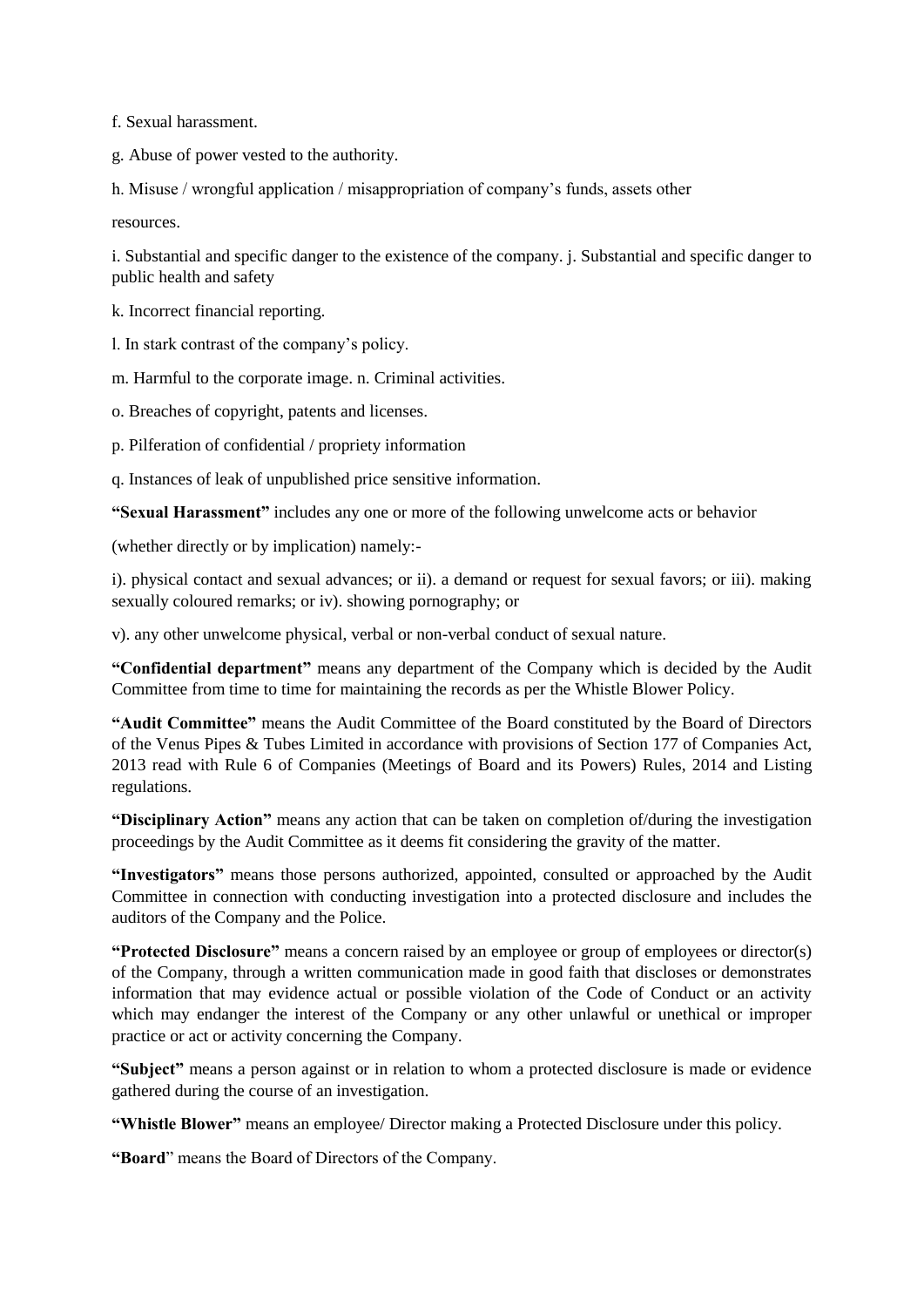f. Sexual harassment.

g. Abuse of power vested to the authority.

h. Misuse / wrongful application / misappropriation of company's funds, assets other

resources.

i. Substantial and specific danger to the existence of the company. j. Substantial and specific danger to public health and safety

k. Incorrect financial reporting.

l. In stark contrast of the company's policy.

m. Harmful to the corporate image. n. Criminal activities.

o. Breaches of copyright, patents and licenses.

p. Pilferation of confidential / propriety information

q. Instances of leak of unpublished price sensitive information.

**"Sexual Harassment"** includes any one or more of the following unwelcome acts or behavior

(whether directly or by implication) namely:-

i). physical contact and sexual advances; or ii). a demand or request for sexual favors; or iii). making sexually coloured remarks; or iv). showing pornography; or

v). any other unwelcome physical, verbal or non-verbal conduct of sexual nature.

**"Confidential department"** means any department of the Company which is decided by the Audit Committee from time to time for maintaining the records as per the Whistle Blower Policy.

**"Audit Committee"** means the Audit Committee of the Board constituted by the Board of Directors of the Venus Pipes & Tubes Limited in accordance with provisions of Section 177 of Companies Act, 2013 read with Rule 6 of Companies (Meetings of Board and its Powers) Rules, 2014 and Listing regulations.

**"Disciplinary Action"** means any action that can be taken on completion of/during the investigation proceedings by the Audit Committee as it deems fit considering the gravity of the matter.

**"Investigators"** means those persons authorized, appointed, consulted or approached by the Audit Committee in connection with conducting investigation into a protected disclosure and includes the auditors of the Company and the Police.

**"Protected Disclosure"** means a concern raised by an employee or group of employees or director(s) of the Company, through a written communication made in good faith that discloses or demonstrates information that may evidence actual or possible violation of the Code of Conduct or an activity which may endanger the interest of the Company or any other unlawful or unethical or improper practice or act or activity concerning the Company.

**"Subject"** means a person against or in relation to whom a protected disclosure is made or evidence gathered during the course of an investigation.

**"Whistle Blower"** means an employee/ Director making a Protected Disclosure under this policy.

**"Board"** means the Board of Directors of the Company.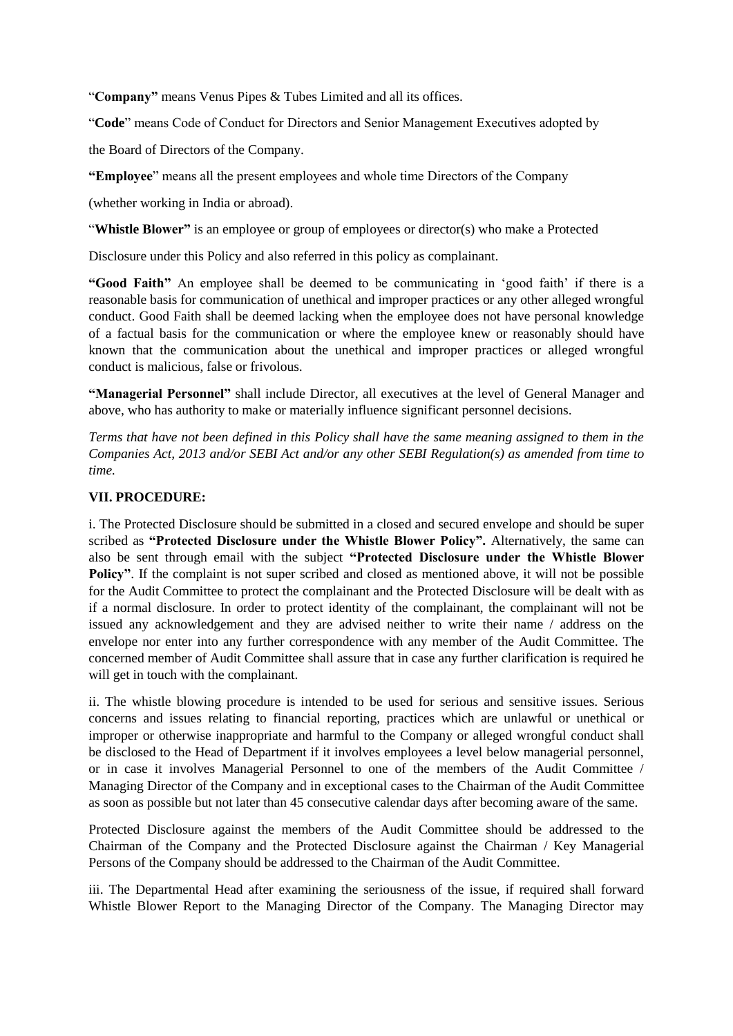"**Company"** means Venus Pipes & Tubes Limited and all its offices.

"**Code**" means Code of Conduct for Directors and Senior Management Executives adopted by

the Board of Directors of the Company.

**"Employee**" means all the present employees and whole time Directors of the Company

(whether working in India or abroad).

"**Whistle Blower"** is an employee or group of employees or director(s) who make a Protected

Disclosure under this Policy and also referred in this policy as complainant.

**"Good Faith"** An employee shall be deemed to be communicating in 'good faith' if there is a reasonable basis for communication of unethical and improper practices or any other alleged wrongful conduct. Good Faith shall be deemed lacking when the employee does not have personal knowledge of a factual basis for the communication or where the employee knew or reasonably should have known that the communication about the unethical and improper practices or alleged wrongful conduct is malicious, false or frivolous.

**"Managerial Personnel"** shall include Director, all executives at the level of General Manager and above, who has authority to make or materially influence significant personnel decisions.

*Terms that have not been defined in this Policy shall have the same meaning assigned to them in the Companies Act, 2013 and/or SEBI Act and/or any other SEBI Regulation(s) as amended from time to time.*

**VII. PROCEDURE:**

i. The Protected Disclosure should be submitted in a closed and secured envelope and should be super scribed as **"Protected Disclosure under the Whistle Blower Policy".** Alternatively, the same can also be sent through email with the subject **"Protected Disclosure under the Whistle Blower Policy"**. If the complaint is not super scribed and closed as mentioned above, it will not be possible for the Audit Committee to protect the complainant and the Protected Disclosure will be dealt with as if a normal disclosure. In order to protect identity of the complainant, the complainant will not be issued any acknowledgement and they are advised neither to write their name / address on the envelope nor enter into any further correspondence with any member of the Audit Committee. The concerned member of Audit Committee shall assure that in case any further clarification is required he will get in touch with the complainant.

ii. The whistle blowing procedure is intended to be used for serious and sensitive issues. Serious concerns and issues relating to financial reporting, practices which are unlawful or unethical or improper or otherwise inappropriate and harmful to the Company or alleged wrongful conduct shall be disclosed to the Head of Department if it involves employees a level below managerial personnel, or in case it involves Managerial Personnel to one of the members of the Audit Committee / Managing Director of the Company and in exceptional cases to the Chairman of the Audit Committee as soon as possible but not later than 45 consecutive calendar days after becoming aware of the same.

Protected Disclosure against the members of the Audit Committee should be addressed to the Chairman of the Company and the Protected Disclosure against the Chairman / Key Managerial Persons of the Company should be addressed to the Chairman of the Audit Committee.

iii. The Departmental Head after examining the seriousness of the issue, if required shall forward Whistle Blower Report to the Managing Director of the Company. The Managing Director may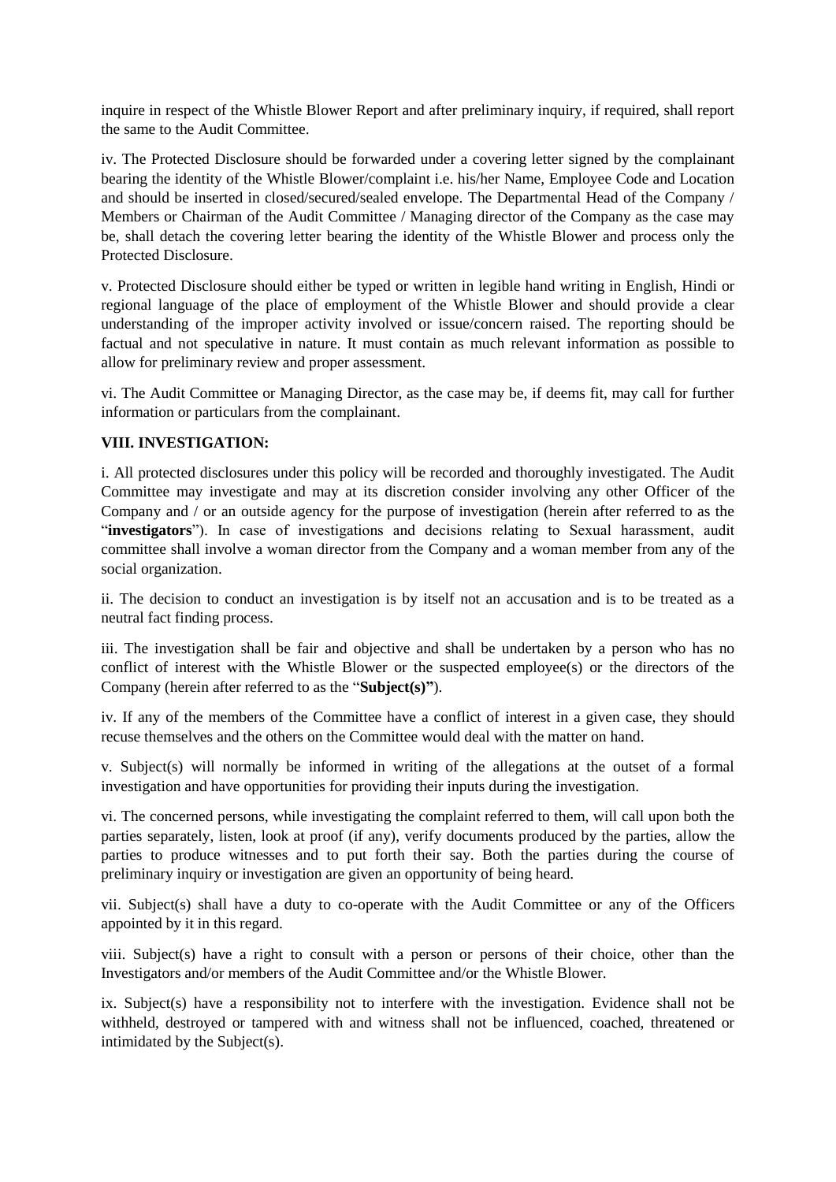inquire in respect of the Whistle Blower Report and after preliminary inquiry, if required, shall report the same to the Audit Committee.

iv. The Protected Disclosure should be forwarded under a covering letter signed by the complainant bearing the identity of the Whistle Blower/complaint i.e. his/her Name, Employee Code and Location and should be inserted in closed/secured/sealed envelope. The Departmental Head of the Company / Members or Chairman of the Audit Committee / Managing director of the Company as the case may be, shall detach the covering letter bearing the identity of the Whistle Blower and process only the Protected Disclosure.

v. Protected Disclosure should either be typed or written in legible hand writing in English, Hindi or regional language of the place of employment of the Whistle Blower and should provide a clear understanding of the improper activity involved or issue/concern raised. The reporting should be factual and not speculative in nature. It must contain as much relevant information as possible to allow for preliminary review and proper assessment.

vi. The Audit Committee or Managing Director, as the case may be, if deems fit, may call for further information or particulars from the complainant.

**VIII. INVESTIGATION:**

i. All protected disclosures under this policy will be recorded and thoroughly investigated. The Audit Committee may investigate and may at its discretion consider involving any other Officer of the Company and / or an outside agency for the purpose of investigation (herein after referred to as the "**investigators**"). In case of investigations and decisions relating to Sexual harassment, audit committee shall involve a woman director from the Company and a woman member from any of the social organization.

ii. The decision to conduct an investigation is by itself not an accusation and is to be treated as a neutral fact finding process.

iii. The investigation shall be fair and objective and shall be undertaken by a person who has no conflict of interest with the Whistle Blower or the suspected employee(s) or the directors of the Company (herein after referred to as the "**Subject(s)"**).

iv. If any of the members of the Committee have a conflict of interest in a given case, they should recuse themselves and the others on the Committee would deal with the matter on hand.

v. Subject(s) will normally be informed in writing of the allegations at the outset of a formal investigation and have opportunities for providing their inputs during the investigation.

vi. The concerned persons, while investigating the complaint referred to them, will call upon both the parties separately, listen, look at proof (if any), verify documents produced by the parties, allow the parties to produce witnesses and to put forth their say. Both the parties during the course of preliminary inquiry or investigation are given an opportunity of being heard.

vii. Subject(s) shall have a duty to co-operate with the Audit Committee or any of the Officers appointed by it in this regard.

viii. Subject(s) have a right to consult with a person or persons of their choice, other than the Investigators and/or members of the Audit Committee and/or the Whistle Blower.

ix. Subject(s) have a responsibility not to interfere with the investigation. Evidence shall not be withheld, destroyed or tampered with and witness shall not be influenced, coached, threatened or intimidated by the Subject(s).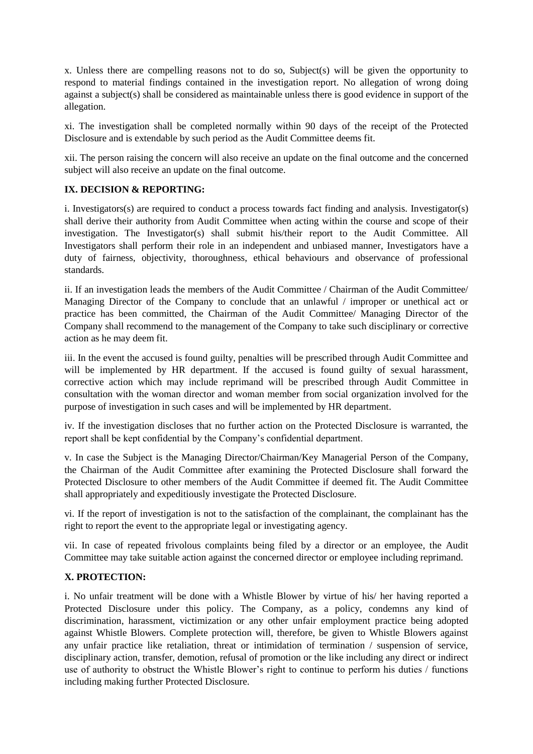x. Unless there are compelling reasons not to do so, Subject(s) will be given the opportunity to respond to material findings contained in the investigation report. No allegation of wrong doing against a subject(s) shall be considered as maintainable unless there is good evidence in support of the allegation.

xi. The investigation shall be completed normally within 90 days of the receipt of the Protected Disclosure and is extendable by such period as the Audit Committee deems fit.

xii. The person raising the concern will also receive an update on the final outcome and the concerned subject will also receive an update on the final outcome.

**IX. DECISION & REPORTING:**

i. Investigators(s) are required to conduct a process towards fact finding and analysis. Investigator(s) shall derive their authority from Audit Committee when acting within the course and scope of their investigation. The Investigator(s) shall submit his/their report to the Audit Committee. All Investigators shall perform their role in an independent and unbiased manner, Investigators have a duty of fairness, objectivity, thoroughness, ethical behaviours and observance of professional standards.

ii. If an investigation leads the members of the Audit Committee / Chairman of the Audit Committee/ Managing Director of the Company to conclude that an unlawful / improper or unethical act or practice has been committed, the Chairman of the Audit Committee/ Managing Director of the Company shall recommend to the management of the Company to take such disciplinary or corrective action as he may deem fit.

iii. In the event the accused is found guilty, penalties will be prescribed through Audit Committee and will be implemented by HR department. If the accused is found guilty of sexual harassment, corrective action which may include reprimand will be prescribed through Audit Committee in consultation with the woman director and woman member from social organization involved for the purpose of investigation in such cases and will be implemented by HR department.

iv. If the investigation discloses that no further action on the Protected Disclosure is warranted, the report shall be kept confidential by the Company's confidential department.

v. In case the Subject is the Managing Director/Chairman/Key Managerial Person of the Company, the Chairman of the Audit Committee after examining the Protected Disclosure shall forward the Protected Disclosure to other members of the Audit Committee if deemed fit. The Audit Committee shall appropriately and expeditiously investigate the Protected Disclosure.

vi. If the report of investigation is not to the satisfaction of the complainant, the complainant has the right to report the event to the appropriate legal or investigating agency.

vii. In case of repeated frivolous complaints being filed by a director or an employee, the Audit Committee may take suitable action against the concerned director or employee including reprimand.

**X. PROTECTION:**

i. No unfair treatment will be done with a Whistle Blower by virtue of his/ her having reported a Protected Disclosure under this policy. The Company, as a policy, condemns any kind of discrimination, harassment, victimization or any other unfair employment practice being adopted against Whistle Blowers. Complete protection will, therefore, be given to Whistle Blowers against any unfair practice like retaliation, threat or intimidation of termination / suspension of service, disciplinary action, transfer, demotion, refusal of promotion or the like including any direct or indirect use of authority to obstruct the Whistle Blower's right to continue to perform his duties / functions including making further Protected Disclosure.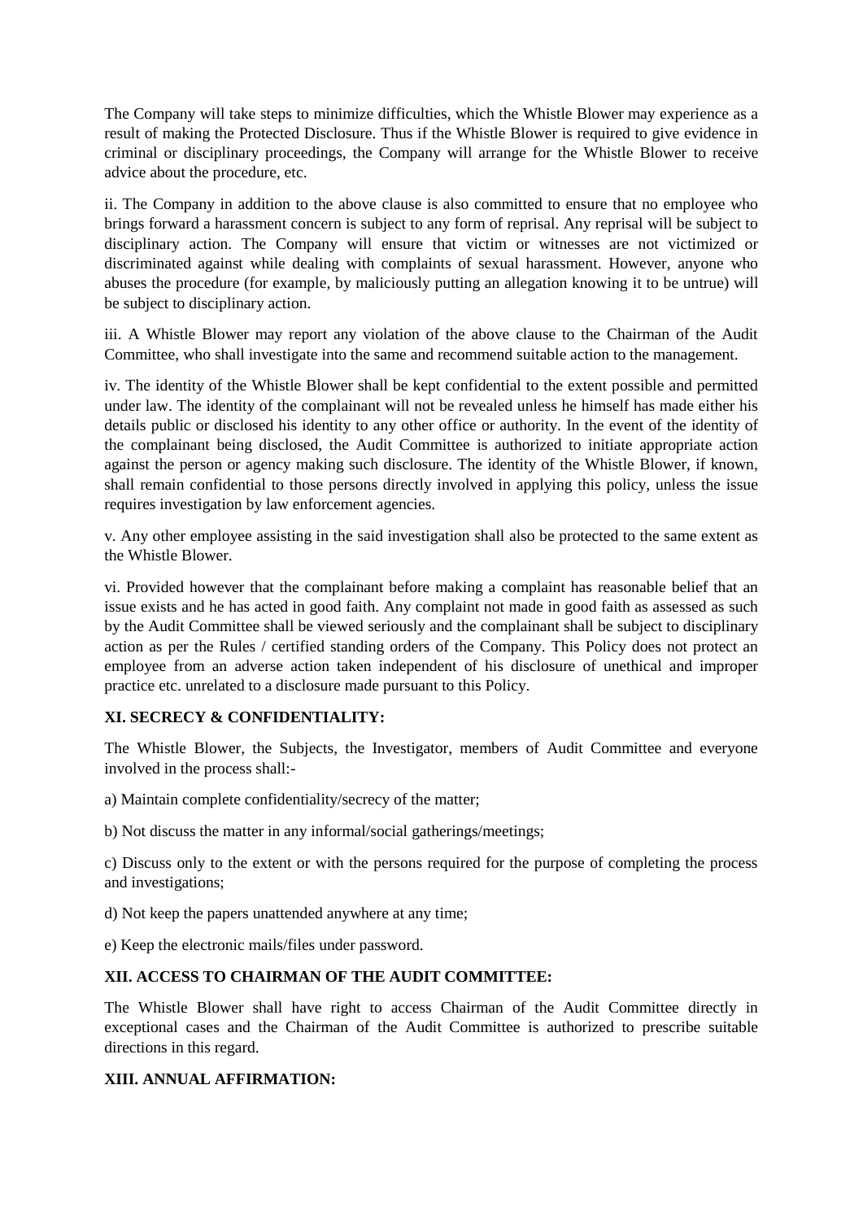The Company will take steps to minimize difficulties, which the Whistle Blower may experience as a result of making the Protected Disclosure. Thus if the Whistle Blower is required to give evidence in criminal or disciplinary proceedings, the Company will arrange for the Whistle Blower to receive advice about the procedure, etc.

ii. The Company in addition to the above clause is also committed to ensure that no employee who brings forward a harassment concern is subject to any form of reprisal. Any reprisal will be subject to disciplinary action. The Company will ensure that victim or witnesses are not victimized or discriminated against while dealing with complaints of sexual harassment. However, anyone who abuses the procedure (for example, by maliciously putting an allegation knowing it to be untrue) will be subject to disciplinary action.

iii. A Whistle Blower may report any violation of the above clause to the Chairman of the Audit Committee, who shall investigate into the same and recommend suitable action to the management.

iv. The identity of the Whistle Blower shall be kept confidential to the extent possible and permitted under law. The identity of the complainant will not be revealed unless he himself has made either his details public or disclosed his identity to any other office or authority. In the event of the identity of the complainant being disclosed, the Audit Committee is authorized to initiate appropriate action against the person or agency making such disclosure. The identity of the Whistle Blower, if known, shall remain confidential to those persons directly involved in applying this policy, unless the issue requires investigation by law enforcement agencies.

v. Any other employee assisting in the said investigation shall also be protected to the same extent as the Whistle Blower.

vi. Provided however that the complainant before making a complaint has reasonable belief that an issue exists and he has acted in good faith. Any complaint not made in good faith as assessed as such by the Audit Committee shall be viewed seriously and the complainant shall be subject to disciplinary action as per the Rules / certified standing orders of the Company. This Policy does not protect an employee from an adverse action taken independent of his disclosure of unethical and improper practice etc. unrelated to a disclosure made pursuant to this Policy.

**XI. SECRECY & CONFIDENTIALITY:**

The Whistle Blower, the Subjects, the Investigator, members of Audit Committee and everyone involved in the process shall:-

a) Maintain complete confidentiality/secrecy of the matter;

b) Not discuss the matter in any informal/social gatherings/meetings;

c) Discuss only to the extent or with the persons required for the purpose of completing the process and investigations;

d) Not keep the papers unattended anywhere at any time;

e) Keep the electronic mails/files under password.

**XII. ACCESS TO CHAIRMAN OF THE AUDIT COMMITTEE:**

The Whistle Blower shall have right to access Chairman of the Audit Committee directly in exceptional cases and the Chairman of the Audit Committee is authorized to prescribe suitable directions in this regard.

**XIII. ANNUAL AFFIRMATION:**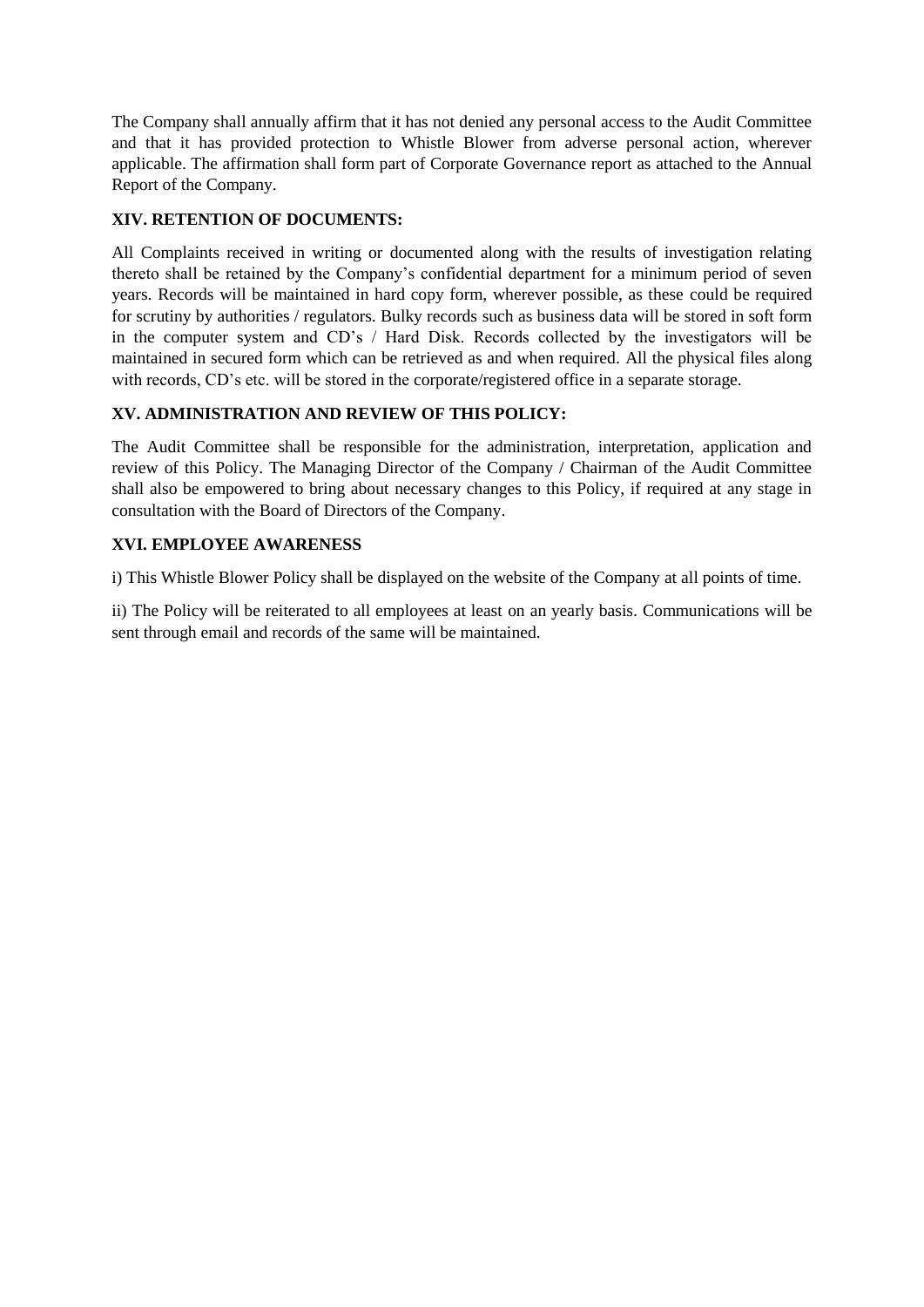The Company shall annually affirm that it has not denied any personal access to the Audit Committee and that it has provided protection to Whistle Blower from adverse personal action, wherever applicable. The affirmation shall form part of Corporate Governance report as attached to the Annual Report of the Company.

## XIV. RETENTION OF DOCUMENTS:

All Complaints received in writing or documented along with the results of investigation relating thereto shall be retained by the Company's confidential department for a minimum period of seven years. Records will be maintained in hard copy form, wherever possible, as these could be required for scrutiny by authorities / regulators. Bulky records such as business data will be stored in soft form in the computer system and CD's / Hard Disk. Records collected by the investigators will be maintained in secured form which can be retrieved as and when required. All the physical files along with records, CD's etc. will be stored in the corporate/registered office in a separate storage.

## XV. ADMINISTRATION AND REVIEW OF THIS POLICY:

The Audit Committee shall be responsible for the administration, interpretation, application and review of this Policy. The Managing Director of the Company / Chairman of the Audit Committee shall also be empowered to bring about necessary changes to this Policy, if required at any stage in consultation with the Board of Directors of the Company.

## XVI. EMPLOYEE AWARENESS

i) This Whistle Blower Policy shall be displayed on the website of the Company at all points of time.

ii) The Policy will be reiterated to all employees at least on an yearly basis. Communications will be sent through email and records of the same will be maintained.